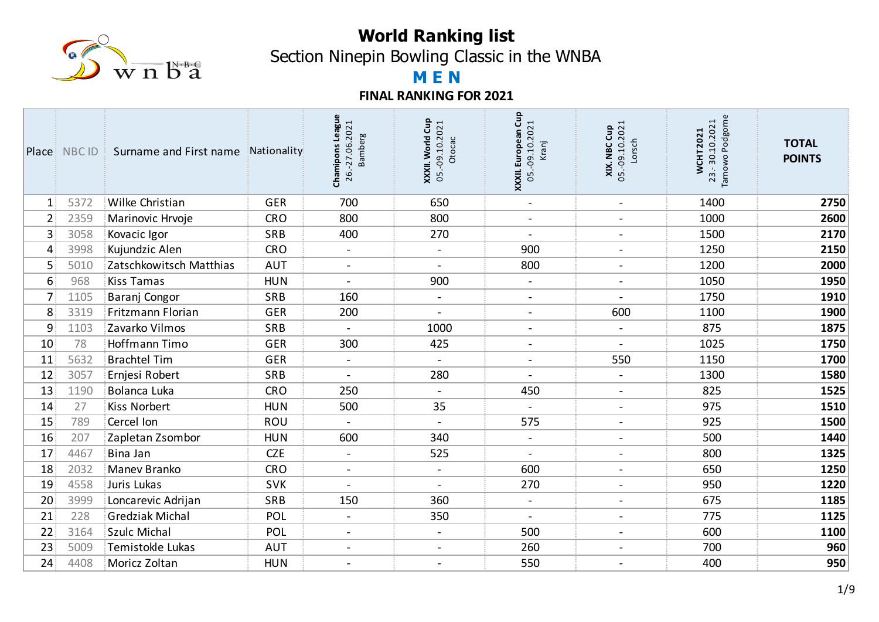# World Ranking list

## Section Ninepin Bowling Classic in the WNBA

## M E N

### FINAL RANKING FOR 2021

| Place | NBC ID | Surname and First name | Nationality | Champions League 26.-27.06.2021 Bamberg | XXXII. World Cup 05.-09.10.2021 Otocac | XXXII. European Cup 05.-09.10.2021 Kranj | XIX. NBC Cup 05.-09.10.2021 Lorsch | WCHT 2021 23.-30.10.2021 Tarnowo Podgorne | TOTAL POINTS |
|---|---|---|---|---|---|---|---|---|---|
| 1 | 5372 | Wilke Christian | GER | 700 | 650 | - | - | 1400 | **2750** |
| 2 | 2359 | Marinovic Hrvoje | CRO | 800 | 800 | - | - | 1000 | **2600** |
| 3 | 3058 | Kovacic Igor | SRB | 400 | 270 | - | - | 1500 | **2170** |
| 4 | 3998 | Kujundzic Alen | CRO | - | - | 900 | - | 1250 | **2150** |
| 5 | 5010 | Zatschkowitsch Matthias | AUT | - | - | 800 | - | 1200 | **2000** |
| 6 | 968 | Kiss Tamas | HUN | - | 900 | - | - | 1050 | **1950** |
| 7 | 1105 | Baranj Congor | SRB | 160 | - | - | - | 1750 | **1910** |
| 8 | 3319 | Fritzmann Florian | GER | 200 | - | - | 600 | 1100 | **1900** |
| 9 | 1103 | Zavarko Vilmos | SRB | - | 1000 | - | - | 875 | **1875** |
| 10 | 78 | Hoffmann Timo | GER | 300 | 425 | - | - | 1025 | **1750** |
| 11 | 5632 | Brachtel Tim | GER | - | - | - | 550 | 1150 | **1700** |
| 12 | 3057 | Ernjesi Robert | SRB | - | 280 | - | - | 1300 | **1580** |
| 13 | 1190 | Bolanca Luka | CRO | 250 | - | 450 | - | 825 | **1525** |
| 14 | 27 | Kiss Norbert | HUN | 500 | 35 | - | - | 975 | **1510** |
| 15 | 789 | Cercel Ion | ROU | - | - | 575 | - | 925 | **1500** |
| 16 | 207 | Zapletan Zsombor | HUN | 600 | 340 | - | - | 500 | **1440** |
| 17 | 4467 | Bina Jan | CZE | - | 525 | - | - | 800 | **1325** |
| 18 | 2032 | Manev Branko | CRO | - | - | 600 | - | 650 | **1250** |
| 19 | 4558 | Juris Lukas | SVK | - | - | 270 | - | 950 | **1220** |
| 20 | 3999 | Loncarevic Adrijan | SRB | 150 | 360 | - | - | 675 | **1185** |
| 21 | 228 | Gredziak Michal | POL | - | 350 | - | - | 775 | **1125** |
| 22 | 3164 | Szulc Michal | POL | - | - | 500 | - | 600 | **1100** |
| 23 | 5009 | Temistokle Lukas | AUT | - | - | 260 | - | 700 | **960** |
| 24 | 4408 | Moricz Zoltan | HUN | - | - | 550 | - | 400 | **950** |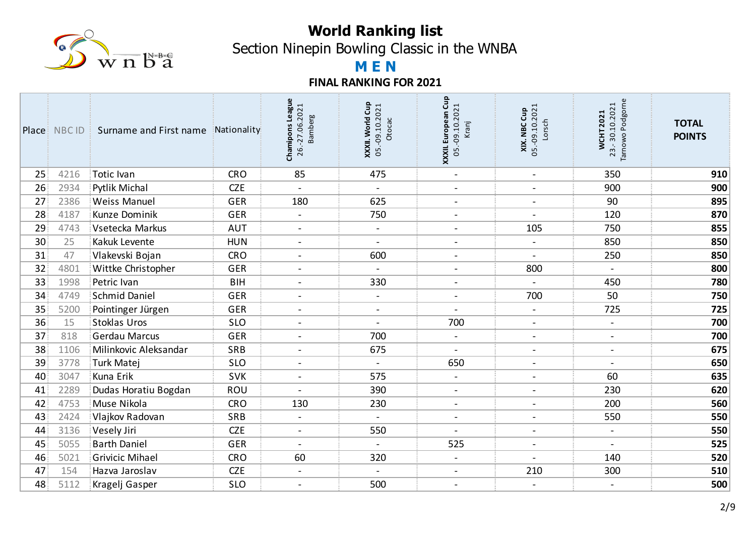# World Ranking list

## Section Ninepin Bowling Classic in the WNBA

## MEN

### FINAL RANKING FOR 2021

| Place | NBC ID | Surname and First name | Nationality | Chamipons League 26.-27.06.2021 Bamberg | XXXII. World Cup 05.-09.10.2021 Otocac | XXXII. European Cup 05.-09.10.2021 Kranj | XIX. NBC Cup 05.-09.10.2021 Lorsch | WCHT 2021 23.-30.10.2021 Tarnowo Podgorne | TOTAL POINTS |
|---|---|---|---|---|---|---|---|---|---|
| 25 | 4216 | Totic Ivan | CRO | 85 | 475 | - | - | 350 | **910** |
| 26 | 2934 | Pytlik Michal | CZE | - | - | - | - | 900 | **900** |
| 27 | 2386 | Weiss Manuel | GER | 180 | 625 | - | - | 90 | **895** |
| 28 | 4187 | Kunze Dominik | GER | - | 750 | - | - | 120 | **870** |
| 29 | 4743 | Vsetecka Markus | AUT | - | - | - | 105 | 750 | **855** |
| 30 | 25 | Kakuk Levente | HUN | - | - | - | - | 850 | **850** |
| 31 | 47 | Vlakevski Bojan | CRO | - | 600 | - | - | 250 | **850** |
| 32 | 4801 | Wittke Christopher | GER | - | - | - | 800 | - | **800** |
| 33 | 1998 | Petric Ivan | BIH | - | 330 | - | - | 450 | **780** |
| 34 | 4749 | Schmid Daniel | GER | - | - | - | 700 | 50 | **750** |
| 35 | 5200 | Pointinger Jürgen | GER | - | - | - | - | 725 | **725** |
| 36 | 15 | Stoklas Uros | SLO | - | - | 700 | - | - | **700** |
| 37 | 818 | Gerdau Marcus | GER | - | 700 | - | - | - | **700** |
| 38 | 1106 | Milinkovic Aleksandar | SRB | - | 675 | - | - | - | **675** |
| 39 | 3778 | Turk Matej | SLO | - | - | 650 | - | - | **650** |
| 40 | 3047 | Kuna Erik | SVK | - | 575 | - | - | 60 | **635** |
| 41 | 2289 | Dudas Horatiu Bogdan | ROU | - | 390 | - | - | 230 | **620** |
| 42 | 4753 | Muse Nikola | CRO | 130 | 230 | - | - | 200 | **560** |
| 43 | 2424 | Vlajkov Radovan | SRB | - | - | - | - | 550 | **550** |
| 44 | 3136 | Vesely Jiri | CZE | - | 550 | - | - | - | **550** |
| 45 | 5055 | Barth Daniel | GER | - | - | 525 | - | - | **525** |
| 46 | 5021 | Grivicic Mihael | CRO | 60 | 320 | - | - | 140 | **520** |
| 47 | 154 | Hazva Jaroslav | CZE | - | - | - | 210 | 300 | **510** |
| 48 | 5112 | Kragelj Gasper | SLO | - | 500 | - | - | - | **500** |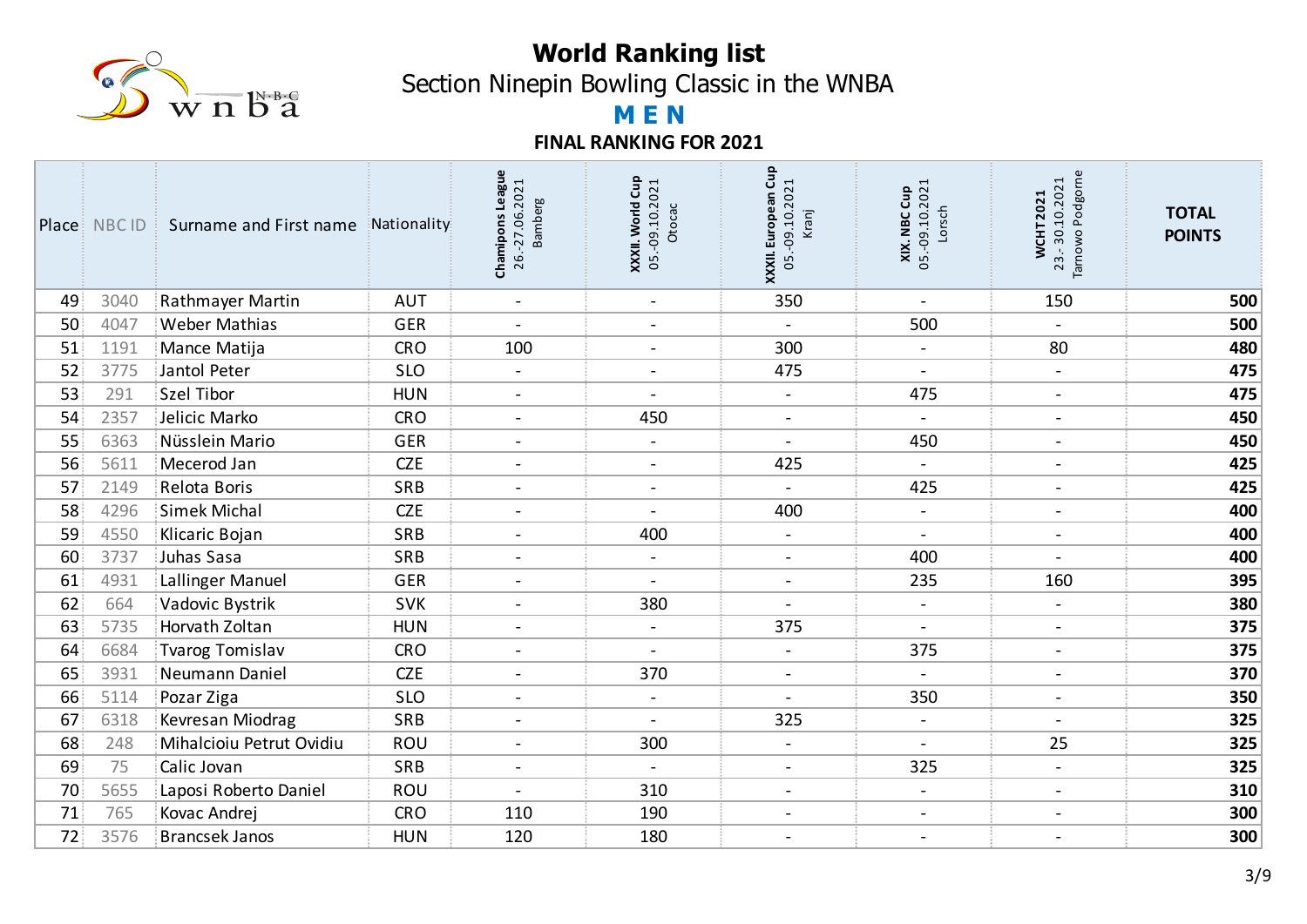# World Ranking list

## Section Ninepin Bowling Classic in the WNBA

## MEN

### FINAL RANKING FOR 2021

| Place | NBC ID | Surname and First name | Nationality | Chamipons League 26.-27.06.2021 Bamberg | XXXII. World Cup 05.-09.10.2021 Otocac | XXXII. European Cup 05.-09.10.2021 Kranj | XIX. NBC Cup 05.-09.10.2021 Lorsch | WCHT 2021 23.-30.10.2021 Tarnowo Podgorne | TOTAL POINTS |
|---|---|---|---|---|---|---|---|---|---|
| 49 | 3040 | Rathmayer Martin | AUT | - | - | 350 | - | 150 | **500** |
| 50 | 4047 | Weber Mathias | GER | - | - | - | 500 | - | **500** |
| 51 | 1191 | Mance Matija | CRO | 100 | - | 300 | - | 80 | **480** |
| 52 | 3775 | Jantol Peter | SLO | - | - | 475 | - | - | **475** |
| 53 | 291 | Szel Tibor | HUN | - | - | - | 475 | - | **475** |
| 54 | 2357 | Jelicic Marko | CRO | - | 450 | - | - | - | **450** |
| 55 | 6363 | Nüsslein Mario | GER | - | - | - | 450 | - | **450** |
| 56 | 5611 | Mecerod Jan | CZE | - | - | 425 | - | - | **425** |
| 57 | 2149 | Relota Boris | SRB | - | - | - | 425 | - | **425** |
| 58 | 4296 | Simek Michal | CZE | - | - | 400 | - | - | **400** |
| 59 | 4550 | Klicaric Bojan | SRB | - | 400 | - | - | - | **400** |
| 60 | 3737 | Juhas Sasa | SRB | - | - | - | 400 | - | **400** |
| 61 | 4931 | Lallinger Manuel | GER | - | - | - | 235 | 160 | **395** |
| 62 | 664 | Vadovic Bystrik | SVK | - | 380 | - | - | - | **380** |
| 63 | 5735 | Horvath Zoltan | HUN | - | - | 375 | - | - | **375** |
| 64 | 6684 | Tvarog Tomislav | CRO | - | - | - | 375 | - | **375** |
| 65 | 3931 | Neumann Daniel | CZE | - | 370 | - | - | - | **370** |
| 66 | 5114 | Pozar Ziga | SLO | - | - | - | 350 | - | **350** |
| 67 | 6318 | Kevresan Miodrag | SRB | - | - | 325 | - | - | **325** |
| 68 | 248 | Mihalcioiu Petrut Ovidiu | ROU | - | 300 | - | - | 25 | **325** |
| 69 | 75 | Calic Jovan | SRB | - | - | - | 325 | - | **325** |
| 70 | 5655 | Laposi Roberto Daniel | ROU | - | 310 | - | - | - | **310** |
| 71 | 765 | Kovac Andrej | CRO | 110 | 190 | - | - | - | **300** |
| 72 | 3576 | Brancsek Janos | HUN | 120 | 180 | - | - | - | **300** |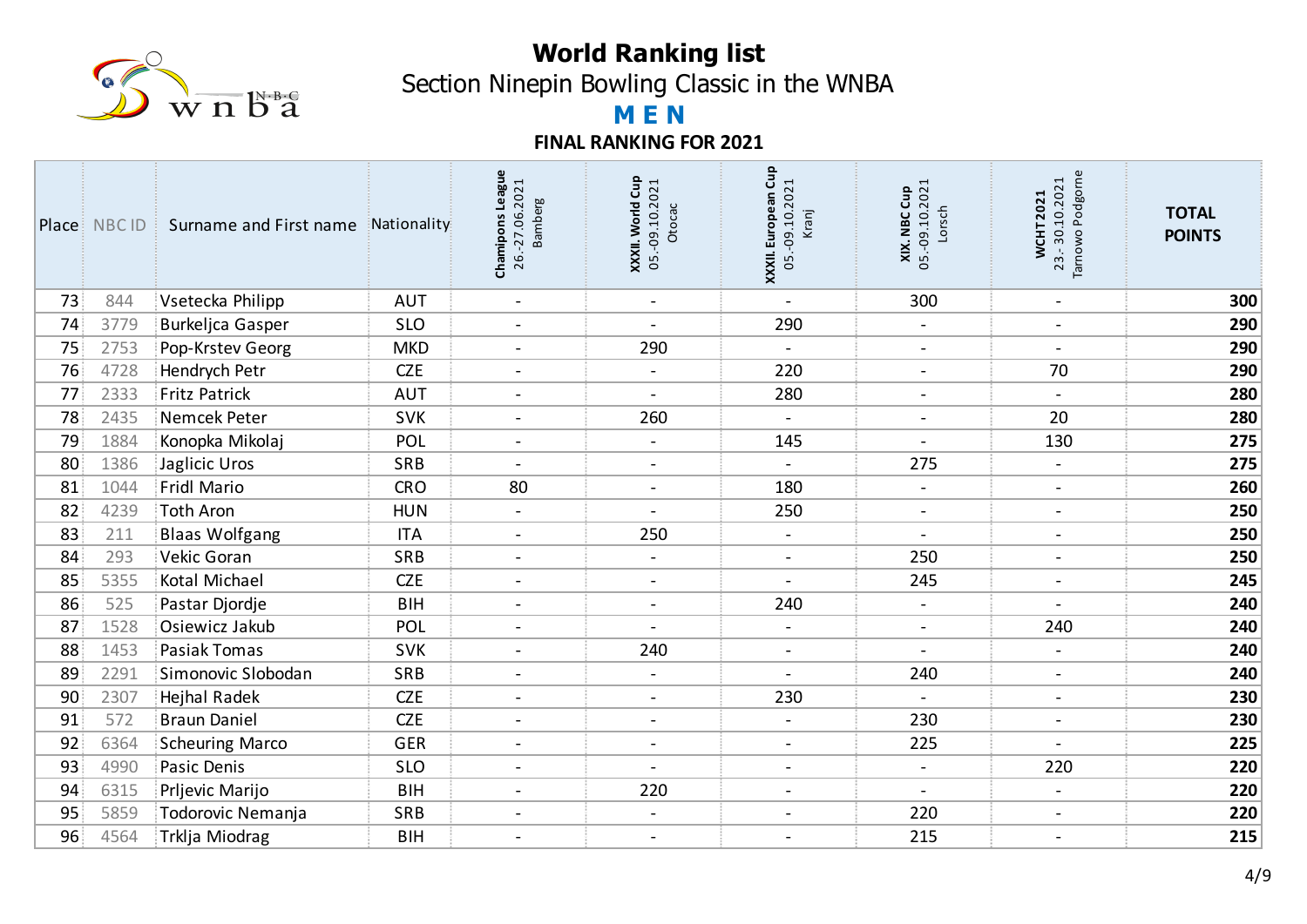# World Ranking list

## Section Ninepin Bowling Classic in the WNBA

## MEN

### FINAL RANKING FOR 2021

| Place | NBC ID | Surname and First name | Nationality | Champions League 26.-27.06.2021 Bamberg | XXXII. World Cup 05.-09.10.2021 Otocac | XXXII. European Cup 05.-09.10.2021 Kranj | XIX. NBC Cup 05.-09.10.2021 Lorsch | WCHT 2021 23.-30.10.2021 Tarnowo Podgorne | TOTAL POINTS |
|---|---|---|---|---|---|---|---|---|---|
| 73 | 844 | Vsetecka Philipp | AUT | - | - | - | 300 | - | 300 |
| 74 | 3779 | Burkeljca Gasper | SLO | - | - | 290 | - | - | 290 |
| 75 | 2753 | Pop-Krstev Georg | MKD | - | 290 | - | - | - | 290 |
| 76 | 4728 | Hendrych Petr | CZE | - | - | 220 | - | 70 | 290 |
| 77 | 2333 | Fritz Patrick | AUT | - | - | 280 | - | - | 280 |
| 78 | 2435 | Nemcek Peter | SVK | - | 260 | - | - | 20 | 280 |
| 79 | 1884 | Konopka Mikolaj | POL | - | - | 145 | - | 130 | 275 |
| 80 | 1386 | Jaglicic Uros | SRB | - | - | - | 275 | - | 275 |
| 81 | 1044 | Fridl Mario | CRO | 80 | - | 180 | - | - | 260 |
| 82 | 4239 | Toth Aron | HUN | - | - | 250 | - | - | 250 |
| 83 | 211 | Blaas Wolfgang | ITA | - | 250 | - | - | - | 250 |
| 84 | 293 | Vekic Goran | SRB | - | - | - | 250 | - | 250 |
| 85 | 5355 | Kotal Michael | CZE | - | - | - | 245 | - | 245 |
| 86 | 525 | Pastar Djordje | BIH | - | - | 240 | - | - | 240 |
| 87 | 1528 | Osiewicz Jakub | POL | - | - | - | - | 240 | 240 |
| 88 | 1453 | Pasiak Tomas | SVK | - | 240 | - | - | - | 240 |
| 89 | 2291 | Simonovic Slobodan | SRB | - | - | - | 240 | - | 240 |
| 90 | 2307 | Hejhal Radek | CZE | - | - | 230 | - | - | 230 |
| 91 | 572 | Braun Daniel | CZE | - | - | - | 230 | - | 230 |
| 92 | 6364 | Scheuring Marco | GER | - | - | - | 225 | - | 225 |
| 93 | 4990 | Pasic Denis | SLO | - | - | - | - | 220 | 220 |
| 94 | 6315 | Prljevic Marijo | BIH | - | 220 | - | - | - | 220 |
| 95 | 5859 | Todorovic Nemanja | SRB | - | - | - | 220 | - | 220 |
| 96 | 4564 | Trklja Miodrag | BIH | - | - | - | 215 | - | 215 |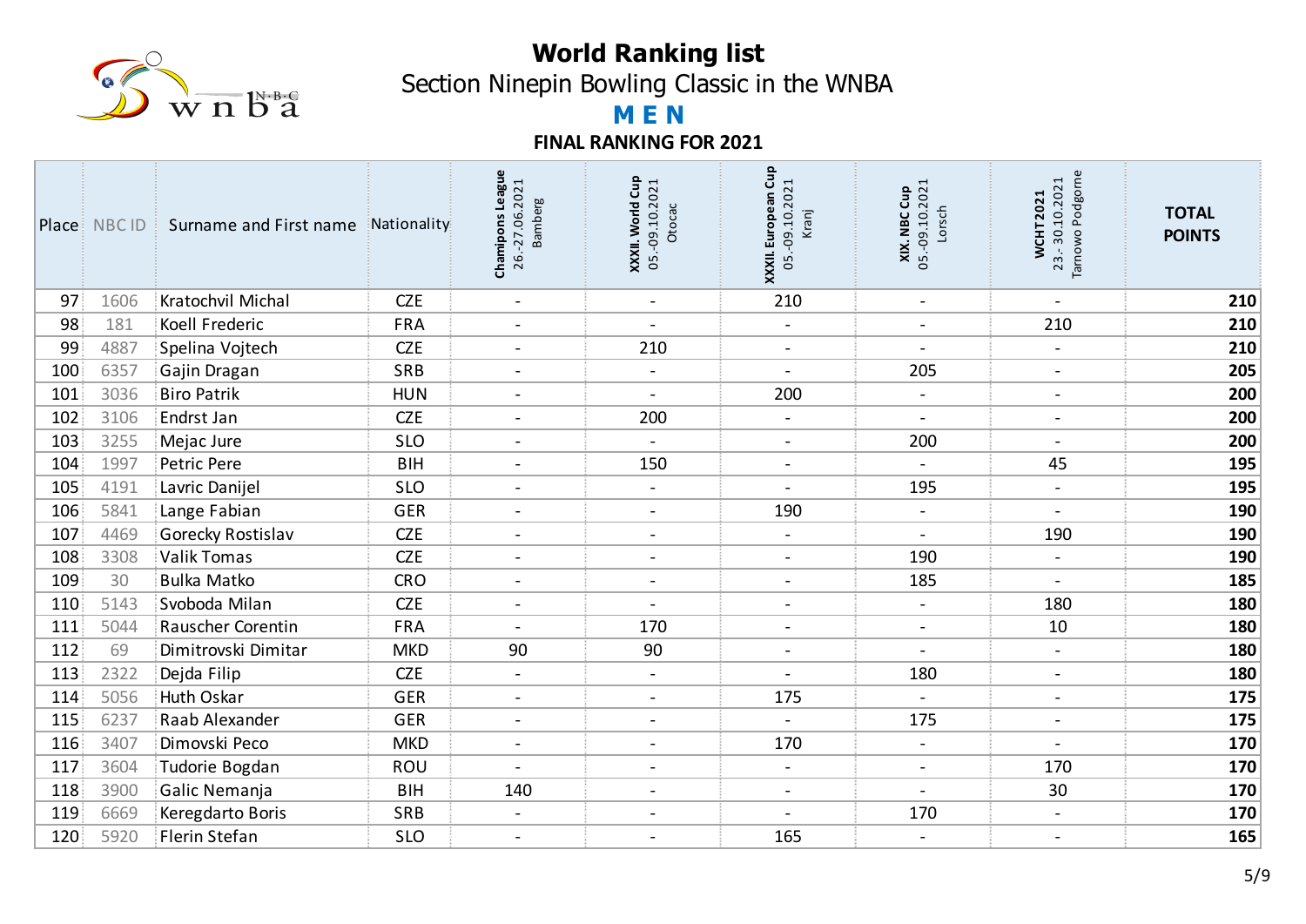# World Ranking list

## Section Ninepin Bowling Classic in the WNBA

### M E N

### FINAL RANKING FOR 2021

| Place | NBC ID | Surname and First name | Nationality | Champions League 26.-27.06.2021 Bamberg | XXXII. World Cup 05.-09.10.2021 Otocac | XXXII. European Cup 05.-09.10.2021 Kranj | XIX. NBC Cup 05.-09.10.2021 Lorsch | WCHT 2021 23.-30.10.2021 Tarnowo Podgorne | TOTAL POINTS |
|---|---|---|---|---|---|---|---|---|---|
| 97 | 1606 | Kratochvil Michal | CZE | - | - | 210 | - | - | **210** |
| 98 | 181 | Koell Frederic | FRA | - | - | - | - | 210 | **210** |
| 99 | 4887 | Spelina Vojtech | CZE | - | 210 | - | - | - | **210** |
| 100 | 6357 | Gajin Dragan | SRB | - | - | - | 205 | - | **205** |
| 101 | 3036 | Biro Patrik | HUN | - | - | 200 | - | - | **200** |
| 102 | 3106 | Endrst Jan | CZE | - | 200 | - | - | - | **200** |
| 103 | 3255 | Mejac Jure | SLO | - | - | - | 200 | - | **200** |
| 104 | 1997 | Petric Pere | BIH | - | 150 | - | - | 45 | **195** |
| 105 | 4191 | Lavric Danijel | SLO | - | - | - | 195 | - | **195** |
| 106 | 5841 | Lange Fabian | GER | - | - | 190 | - | - | **190** |
| 107 | 4469 | Gorecky Rostislav | CZE | - | - | - | - | 190 | **190** |
| 108 | 3308 | Valik Tomas | CZE | - | - | - | 190 | - | **190** |
| 109 | 30 | Bulka Matko | CRO | - | - | - | 185 | - | **185** |
| 110 | 5143 | Svoboda Milan | CZE | - | - | - | - | 180 | **180** |
| 111 | 5044 | Rauscher Corentin | FRA | - | 170 | - | - | 10 | **180** |
| 112 | 69 | Dimitrovski Dimitar | MKD | 90 | 90 | - | - | - | **180** |
| 113 | 2322 | Dejda Filip | CZE | - | - | - | 180 | - | **180** |
| 114 | 5056 | Huth Oskar | GER | - | - | 175 | - | - | **175** |
| 115 | 6237 | Raab Alexander | GER | - | - | - | 175 | - | **175** |
| 116 | 3407 | Dimovski Peco | MKD | - | - | 170 | - | - | **170** |
| 117 | 3604 | Tudorie Bogdan | ROU | - | - | - | - | 170 | **170** |
| 118 | 3900 | Galic Nemanja | BIH | 140 | - | - | - | 30 | **170** |
| 119 | 6669 | Keregdarto Boris | SRB | - | - | - | 170 | - | **170** |
| 120 | 5920 | Flerin Stefan | SLO | - | - | 165 | - | - | **165** |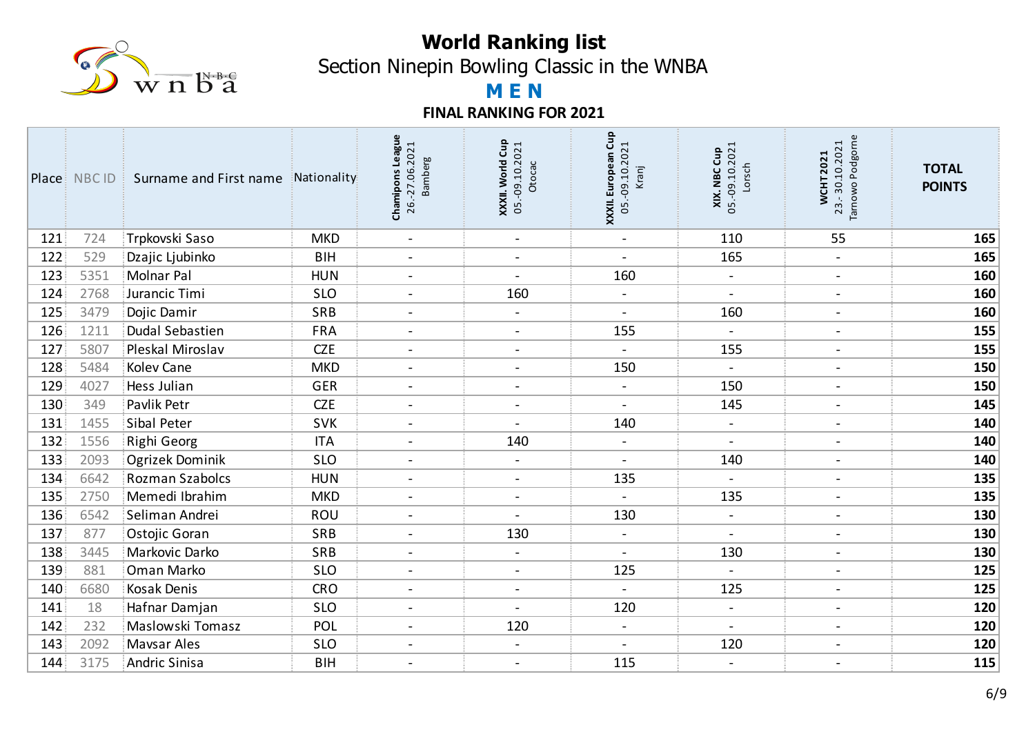# World Ranking list

## Section Ninepin Bowling Classic in the WNBA

## M E N

### FINAL RANKING FOR 2021

| Place | NBC ID | Surname and First name | Nationality | Champions League 26.-27.06.2021 Bamberg | XXXII. World Cup 05.-09.10.2021 Otocac | XXXII. European Cup 05.-09.10.2021 Kranj | XIX. NBC Cup 05.-09.10.2021 Lorsch | WCHT 2021 23.- 30.10.2021 Tarnowo Podgorne | TOTAL POINTS |
|---|---|---|---|---|---|---|---|---|---|
| 121 | 724 | Trpkovski Saso | MKD | - | - | - | 110 | 55 | 165 |
| 122 | 529 | Dzajic Ljubinko | BIH | - | - | - | 165 | - | 165 |
| 123 | 5351 | Molnar Pal | HUN | - | - | 160 | - | - | 160 |
| 124 | 2768 | Jurancic Timi | SLO | - | 160 | - | - | - | 160 |
| 125 | 3479 | Dojic Damir | SRB | - | - | - | 160 | - | 160 |
| 126 | 1211 | Dudal Sebastien | FRA | - | - | 155 | - | - | 155 |
| 127 | 5807 | Pleskal Miroslav | CZE | - | - | - | 155 | - | 155 |
| 128 | 5484 | Kolev Cane | MKD | - | - | 150 | - | - | 150 |
| 129 | 4027 | Hess Julian | GER | - | - | - | 150 | - | 150 |
| 130 | 349 | Pavlik Petr | CZE | - | - | - | 145 | - | 145 |
| 131 | 1455 | Sibal Peter | SVK | - | - | 140 | - | - | 140 |
| 132 | 1556 | Righi Georg | ITA | - | 140 | - | - | - | 140 |
| 133 | 2093 | Ogrizek Dominik | SLO | - | - | - | 140 | - | 140 |
| 134 | 6642 | Rozman Szabolcs | HUN | - | - | 135 | - | - | 135 |
| 135 | 2750 | Memedi Ibrahim | MKD | - | - | - | 135 | - | 135 |
| 136 | 6542 | Seliman Andrei | ROU | - | - | 130 | - | - | 130 |
| 137 | 877 | Ostojic Goran | SRB | - | 130 | - | - | - | 130 |
| 138 | 3445 | Markovic Darko | SRB | - | - | - | 130 | - | 130 |
| 139 | 881 | Oman Marko | SLO | - | - | 125 | - | - | 125 |
| 140 | 6680 | Kosak Denis | CRO | - | - | - | 125 | - | 125 |
| 141 | 18 | Hafnar Damjan | SLO | - | - | 120 | - | - | 120 |
| 142 | 232 | Maslowski Tomasz | POL | - | 120 | - | - | - | 120 |
| 143 | 2092 | Mavsar Ales | SLO | - | - | - | 120 | - | 120 |
| 144 | 3175 | Andric Sinisa | BIH | - | - | 115 | - | - | 115 |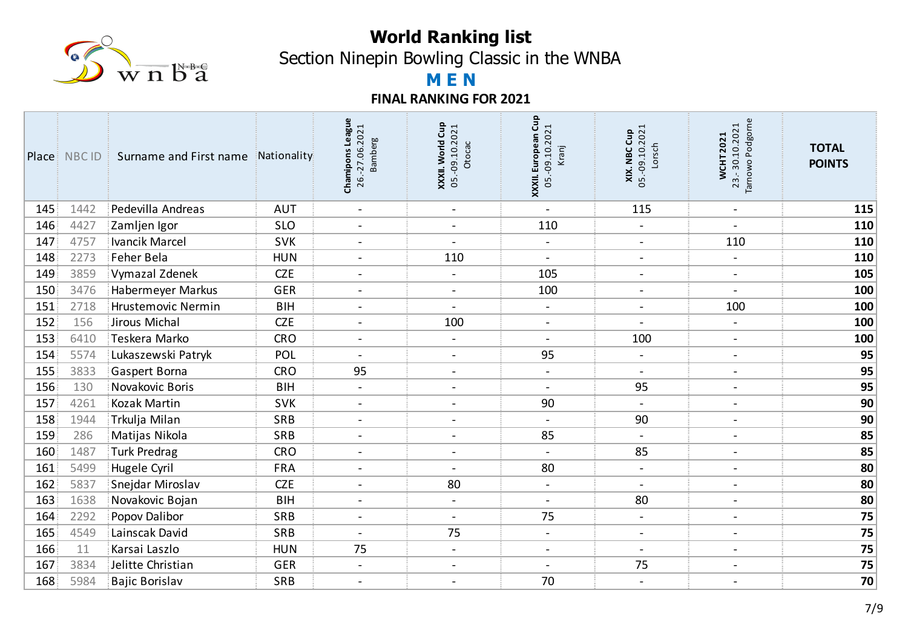# World Ranking list

## Section Ninepin Bowling Classic in the WNBA

### M E N

#### FINAL RANKING FOR 2021

| Place | NBC ID | Surname and First name | Nationality | Champions League 26.-27.06.2021 Bamberg | XXXII. World Cup 05.-09.10.2021 Otocac | XXXII. European Cup 05.-09.10.2021 Kranj | XIX. NBC Cup 05.-09.10.2021 Lorsch | WCHT 2021 23.-30.10.2021 Tarnowo Podgorne | TOTAL POINTS |
|---|---|---|---|---|---|---|---|---|---|
| 145 | 1442 | Pedevilla Andreas | AUT | - | - | - | 115 | - | **115** |
| 146 | 4427 | Zamljen Igor | SLO | - | - | 110 | - | - | **110** |
| 147 | 4757 | Ivancik Marcel | SVK | - | - | - | - | 110 | **110** |
| 148 | 2273 | Feher Bela | HUN | - | 110 | - | - | - | **110** |
| 149 | 3859 | Vymazal Zdenek | CZE | - | - | 105 | - | - | **105** |
| 150 | 3476 | Habermeyer Markus | GER | - | - | 100 | - | - | **100** |
| 151 | 2718 | Hrustemovic Nermin | BIH | - | - | - | - | 100 | **100** |
| 152 | 156 | Jirous Michal | CZE | - | 100 | - | - | - | **100** |
| 153 | 6410 | Teskera Marko | CRO | - | - | - | 100 | - | **100** |
| 154 | 5574 | Lukaszewski Patryk | POL | - | - | 95 | - | - | **95** |
| 155 | 3833 | Gaspert Borna | CRO | 95 | - | - | - | - | **95** |
| 156 | 130 | Novakovic Boris | BIH | - | - | - | 95 | - | **95** |
| 157 | 4261 | Kozak Martin | SVK | - | - | 90 | - | - | **90** |
| 158 | 1944 | Trkulja Milan | SRB | - | - | - | 90 | - | **90** |
| 159 | 286 | Matijas Nikola | SRB | - | - | 85 | - | - | **85** |
| 160 | 1487 | Turk Predrag | CRO | - | - | - | 85 | - | **85** |
| 161 | 5499 | Hugele Cyril | FRA | - | - | 80 | - | - | **80** |
| 162 | 5837 | Snejdar Miroslav | CZE | - | 80 | - | - | - | **80** |
| 163 | 1638 | Novakovic Bojan | BIH | - | - | - | 80 | - | **80** |
| 164 | 2292 | Popov Dalibor | SRB | - | - | 75 | - | - | **75** |
| 165 | 4549 | Lainscak David | SRB | - | 75 | - | - | - | **75** |
| 166 | 11 | Karsai Laszlo | HUN | 75 | - | - | - | - | **75** |
| 167 | 3834 | Jelitte Christian | GER | - | - | - | 75 | - | **75** |
| 168 | 5984 | Bajic Borislav | SRB | - | - | 70 | - | - | **70** |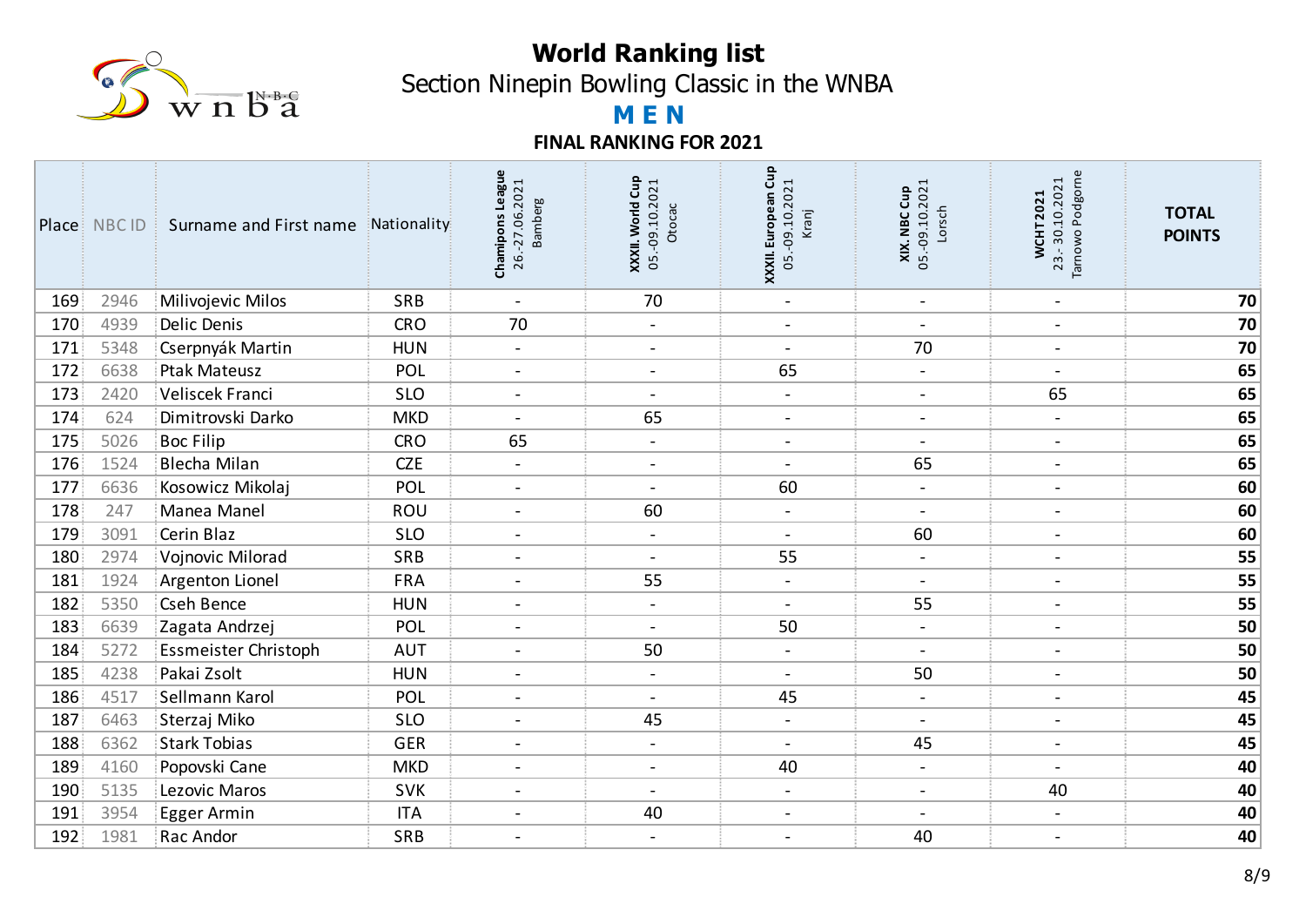# World Ranking list

## Section Ninepin Bowling Classic in the WNBA

## MEN

### FINAL RANKING FOR 2021

| Place | NBC ID | Surname and First name | Nationality | Champions League 26.-27.06.2021 Bamberg | XXXII. World Cup 05.-09.10.2021 Otocac | XXXII. European Cup 05.-09.10.2021 Kranj | XIX. NBC Cup 05.-09.10.2021 Lorsch | WCHT 2021 23.-30.10.2021 Tarnowo Podgorne | TOTAL POINTS |
|---|---|---|---|---|---|---|---|---|---|
| 169 | 2946 | Milivojevic Milos | SRB | - | 70 | - | - | - | 70 |
| 170 | 4939 | Delic Denis | CRO | 70 | - | - | - | - | 70 |
| 171 | 5348 | Cserpnyák Martin | HUN | - | - | - | 70 | - | 70 |
| 172 | 6638 | Ptak Mateusz | POL | - | - | 65 | - | - | 65 |
| 173 | 2420 | Veliscek Franci | SLO | - | - | - | - | 65 | 65 |
| 174 | 624 | Dimitrovski Darko | MKD | - | 65 | - | - | - | 65 |
| 175 | 5026 | Boc Filip | CRO | 65 | - | - | - | - | 65 |
| 176 | 1524 | Blecha Milan | CZE | - | - | - | 65 | - | 65 |
| 177 | 6636 | Kosowicz Mikolaj | POL | - | - | 60 | - | - | 60 |
| 178 | 247 | Manea Manel | ROU | - | 60 | - | - | - | 60 |
| 179 | 3091 | Cerin Blaz | SLO | - | - | - | 60 | - | 60 |
| 180 | 2974 | Vojnovic Milorad | SRB | - | - | 55 | - | - | 55 |
| 181 | 1924 | Argenton Lionel | FRA | - | 55 | - | - | - | 55 |
| 182 | 5350 | Cseh Bence | HUN | - | - | - | 55 | - | 55 |
| 183 | 6639 | Zagata Andrzej | POL | - | - | 50 | - | - | 50 |
| 184 | 5272 | Essmeister Christoph | AUT | - | 50 | - | - | - | 50 |
| 185 | 4238 | Pakai Zsolt | HUN | - | - | - | 50 | - | 50 |
| 186 | 4517 | Sellmann Karol | POL | - | - | 45 | - | - | 45 |
| 187 | 6463 | Sterzaj Miko | SLO | - | 45 | - | - | - | 45 |
| 188 | 6362 | Stark Tobias | GER | - | - | - | 45 | - | 45 |
| 189 | 4160 | Popovski Cane | MKD | - | - | 40 | - | - | 40 |
| 190 | 5135 | Lezovic Maros | SVK | - | - | - | - | 40 | 40 |
| 191 | 3954 | Egger Armin | ITA | - | 40 | - | - | - | 40 |
| 192 | 1981 | Rac Andor | SRB | - | - | - | 40 | - | 40 |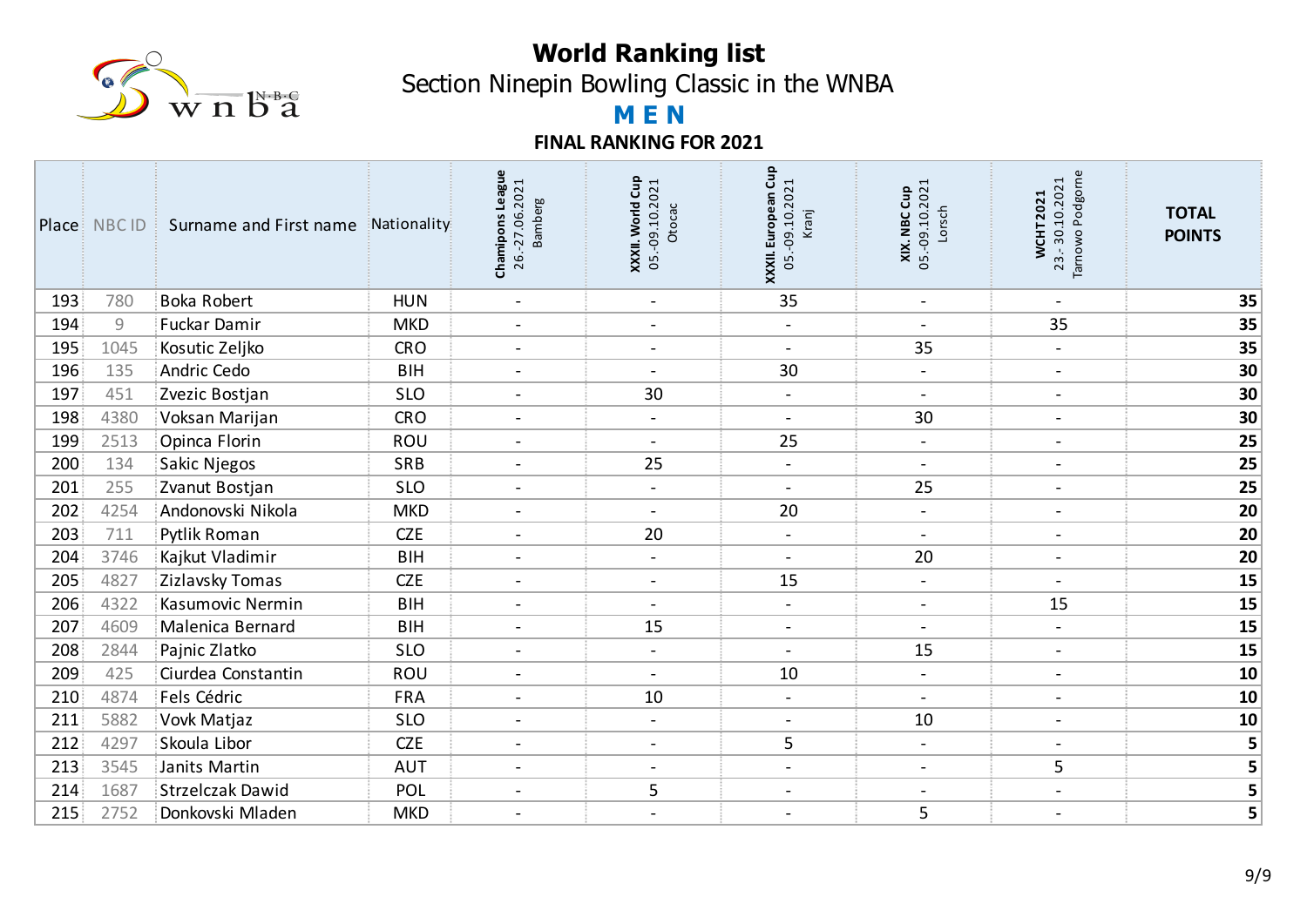# World Ranking list

## Section Ninepin Bowling Classic in the WNBA

### M E N

### FINAL RANKING FOR 2021

| Place | NBC ID | Surname and First name | Nationality | Chamipons League 26.-27.06.2021 Bamberg | XXXII. World Cup 05.-09.10.2021 Otocac | XXXII. European Cup 05.-09.10.2021 Kranj | XIX. NBC Cup 05.-09.10.2021 Lorsch | WCHT 2021 23.-30.10.2021 Tarnowo Podgorne | TOTAL POINTS |
|---|---|---|---|---|---|---|---|---|---|
| 193 | 780 | Boka Robert | HUN | - | - | 35 | - | - | 35 |
| 194 | 9 | Fuckar Damir | MKD | - | - | - | - | 35 | 35 |
| 195 | 1045 | Kosutic Zeljko | CRO | - | - | - | 35 | - | 35 |
| 196 | 135 | Andric Cedo | BIH | - | - | 30 | - | - | 30 |
| 197 | 451 | Zvezic Bostjan | SLO | - | 30 | - | - | - | 30 |
| 198 | 4380 | Voksan Marijan | CRO | - | - | - | 30 | - | 30 |
| 199 | 2513 | Opinca Florin | ROU | - | - | 25 | - | - | 25 |
| 200 | 134 | Sakic Njegos | SRB | - | 25 | - | - | - | 25 |
| 201 | 255 | Zvanut Bostjan | SLO | - | - | - | 25 | - | 25 |
| 202 | 4254 | Andonovski Nikola | MKD | - | - | 20 | - | - | 20 |
| 203 | 711 | Pytlik Roman | CZE | - | 20 | - | - | - | 20 |
| 204 | 3746 | Kajkut Vladimir | BIH | - | - | - | 20 | - | 20 |
| 205 | 4827 | Zizlavsky Tomas | CZE | - | - | 15 | - | - | 15 |
| 206 | 4322 | Kasumovic Nermin | BIH | - | - | - | - | 15 | 15 |
| 207 | 4609 | Malenica Bernard | BIH | - | 15 | - | - | - | 15 |
| 208 | 2844 | Pajnic Zlatko | SLO | - | - | - | 15 | - | 15 |
| 209 | 425 | Ciurdea Constantin | ROU | - | - | 10 | - | - | 10 |
| 210 | 4874 | Fels Cédric | FRA | - | 10 | - | - | - | 10 |
| 211 | 5882 | Vovk Matjaz | SLO | - | - | - | 10 | - | 10 |
| 212 | 4297 | Skoula Libor | CZE | - | - | 5 | - | - | 5 |
| 213 | 3545 | Janits Martin | AUT | - | - | - | - | 5 | 5 |
| 214 | 1687 | Strzelczak Dawid | POL | - | 5 | - | - | - | 5 |
| 215 | 2752 | Donkovski Mladen | MKD | - | - | - | 5 | - | 5 |